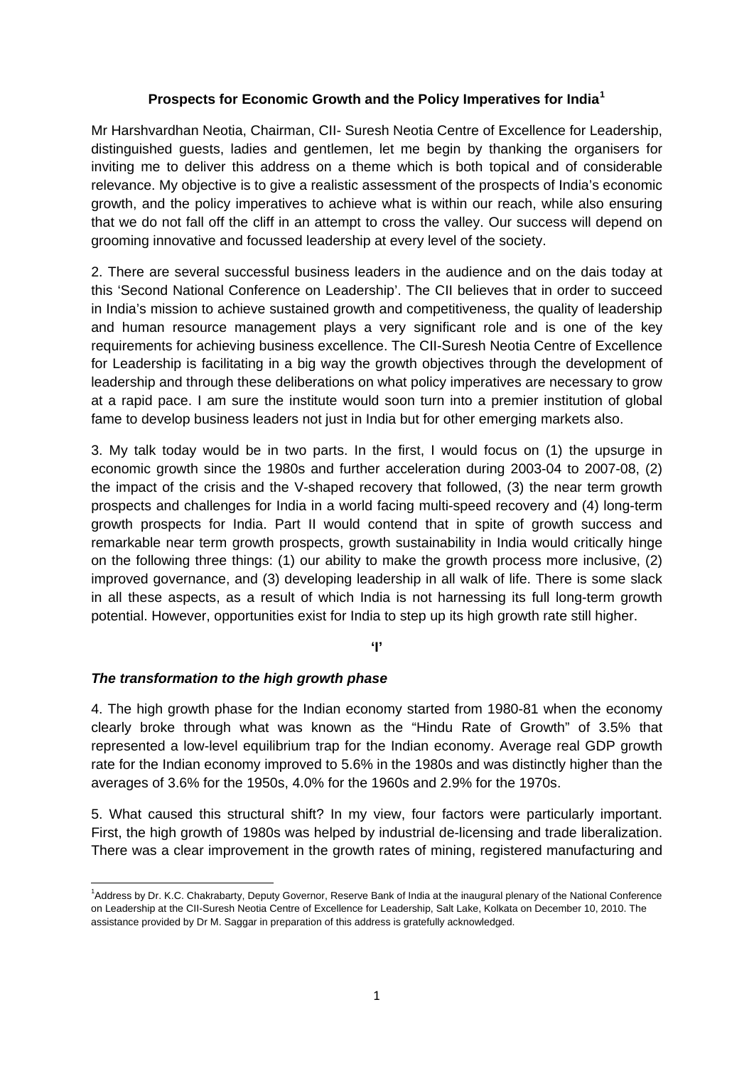## Prospects for Economic Growth and the Policy Imperatives for India[1]

Mr Harshvardhan Neotia, Chairman, CII- Suresh Neotia Centre of Excellence for Leadership, distinguished guests, ladies and gentlemen, let me begin by thanking the organisers for inviting me to deliver this address on a theme which is both topical and of considerable relevance. My objective is to give a realistic assessment of the prospects of India's economic growth, and the policy imperatives to achieve what is within our reach, while also ensuring that we do not fall off the cliff in an attempt to cross the valley. Our success will depend on grooming innovative and focussed leadership at every level of the society.

2. There are several successful business leaders in the audience and on the dais today at this 'Second National Conference on Leadership'. The CII believes that in order to succeed in India's mission to achieve sustained growth and competitiveness, the quality of leadership and human resource management plays a very significant role and is one of the key requirements for achieving business excellence. The CII-Suresh Neotia Centre of Excellence for Leadership is facilitating in a big way the growth objectives through the development of leadership and through these deliberations on what policy imperatives are necessary to grow at a rapid pace. I am sure the institute would soon turn into a premier institution of global fame to develop business leaders not just in India but for other emerging markets also.

3. My talk today would be in two parts. In the first, I would focus on (1) the upsurge in economic growth since the 1980s and further acceleration during 2003-04 to 2007-08, (2) the impact of the crisis and the V-shaped recovery that followed, (3) the near term growth prospects and challenges for India in a world facing multi-speed recovery and (4) long-term growth prospects for India. Part II would contend that in spite of growth success and remarkable near term growth prospects, growth sustainability in India would critically hinge on the following three things: (1) our ability to make the growth process more inclusive, (2) improved governance, and (3) developing leadership in all walk of life. There is some slack in all these aspects, as a result of which India is not harnessing its full long-term growth potential. However, opportunities exist for India to step up its high growth rate still higher.

**'I'**

### *The transformation to the high growth phase*

4. The high growth phase for the Indian economy started from 1980-81 when the economy clearly broke through what was known as the "Hindu Rate of Growth" of 3.5% that represented a low-level equilibrium trap for the Indian economy. Average real GDP growth rate for the Indian economy improved to 5.6% in the 1980s and was distinctly higher than the averages of 3.6% for the 1950s, 4.0% for the 1960s and 2.9% for the 1970s.

5. What caused this structural shift? In my view, four factors were particularly important. First, the high growth of 1980s was helped by industrial de-licensing and trade liberalization. There was a clear improvement in the growth rates of mining, registered manufacturing and

---

[1] Address by Dr. K.C. Chakrabarty, Deputy Governor, Reserve Bank of India at the inaugural plenary of the National Conference on Leadership at the CII-Suresh Neotia Centre of Excellence for Leadership, Salt Lake, Kolkata on December 10, 2010. The assistance provided by Dr M. Saggar in preparation of this address is gratefully acknowledged.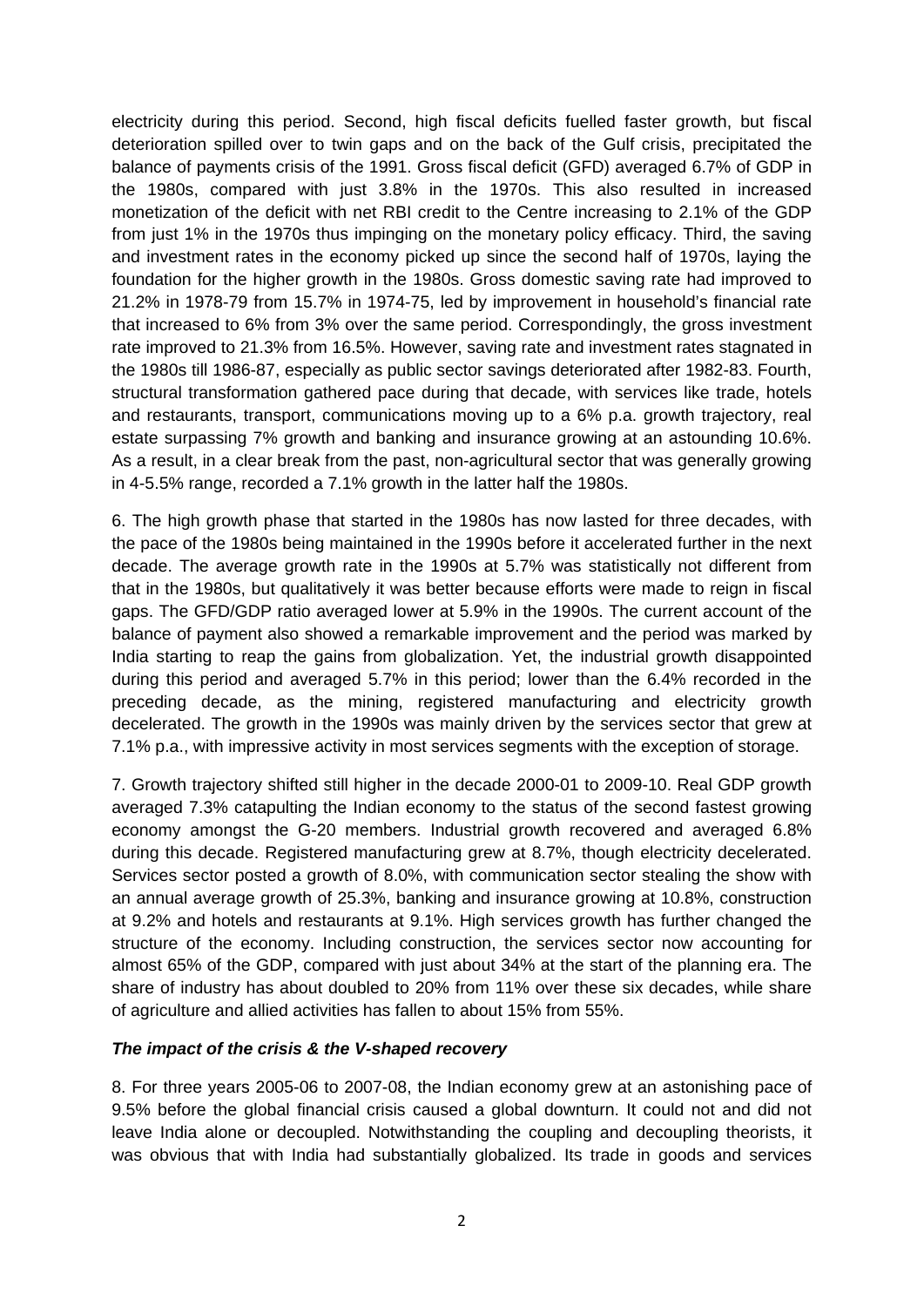electricity during this period. Second, high fiscal deficits fuelled faster growth, but fiscal deterioration spilled over to twin gaps and on the back of the Gulf crisis, precipitated the balance of payments crisis of the 1991. Gross fiscal deficit (GFD) averaged 6.7% of GDP in the 1980s, compared with just 3.8% in the 1970s. This also resulted in increased monetization of the deficit with net RBI credit to the Centre increasing to 2.1% of the GDP from just 1% in the 1970s thus impinging on the monetary policy efficacy. Third, the saving and investment rates in the economy picked up since the second half of 1970s, laying the foundation for the higher growth in the 1980s. Gross domestic saving rate had improved to 21.2% in 1978-79 from 15.7% in 1974-75, led by improvement in household's financial rate that increased to 6% from 3% over the same period. Correspondingly, the gross investment rate improved to 21.3% from 16.5%. However, saving rate and investment rates stagnated in the 1980s till 1986-87, especially as public sector savings deteriorated after 1982-83. Fourth, structural transformation gathered pace during that decade, with services like trade, hotels and restaurants, transport, communications moving up to a 6% p.a. growth trajectory, real estate surpassing 7% growth and banking and insurance growing at an astounding 10.6%. As a result, in a clear break from the past, non-agricultural sector that was generally growing in 4-5.5% range, recorded a 7.1% growth in the latter half the 1980s.

6. The high growth phase that started in the 1980s has now lasted for three decades, with the pace of the 1980s being maintained in the 1990s before it accelerated further in the next decade. The average growth rate in the 1990s at 5.7% was statistically not different from that in the 1980s, but qualitatively it was better because efforts were made to reign in fiscal gaps. The GFD/GDP ratio averaged lower at 5.9% in the 1990s. The current account of the balance of payment also showed a remarkable improvement and the period was marked by India starting to reap the gains from globalization. Yet, the industrial growth disappointed during this period and averaged 5.7% in this period; lower than the 6.4% recorded in the preceding decade, as the mining, registered manufacturing and electricity growth decelerated. The growth in the 1990s was mainly driven by the services sector that grew at 7.1% p.a., with impressive activity in most services segments with the exception of storage.

7. Growth trajectory shifted still higher in the decade 2000-01 to 2009-10. Real GDP growth averaged 7.3% catapulting the Indian economy to the status of the second fastest growing economy amongst the G-20 members. Industrial growth recovered and averaged 6.8% during this decade. Registered manufacturing grew at 8.7%, though electricity decelerated. Services sector posted a growth of 8.0%, with communication sector stealing the show with an annual average growth of 25.3%, banking and insurance growing at 10.8%, construction at 9.2% and hotels and restaurants at 9.1%. High services growth has further changed the structure of the economy. Including construction, the services sector now accounting for almost 65% of the GDP, compared with just about 34% at the start of the planning era. The share of industry has about doubled to 20% from 11% over these six decades, while share of agriculture and allied activities has fallen to about 15% from 55%.

***The impact of the crisis & the V-shaped recovery***

8. For three years 2005-06 to 2007-08, the Indian economy grew at an astonishing pace of 9.5% before the global financial crisis caused a global downturn. It could not and did not leave India alone or decoupled. Notwithstanding the coupling and decoupling theorists, it was obvious that with India had substantially globalized. Its trade in goods and services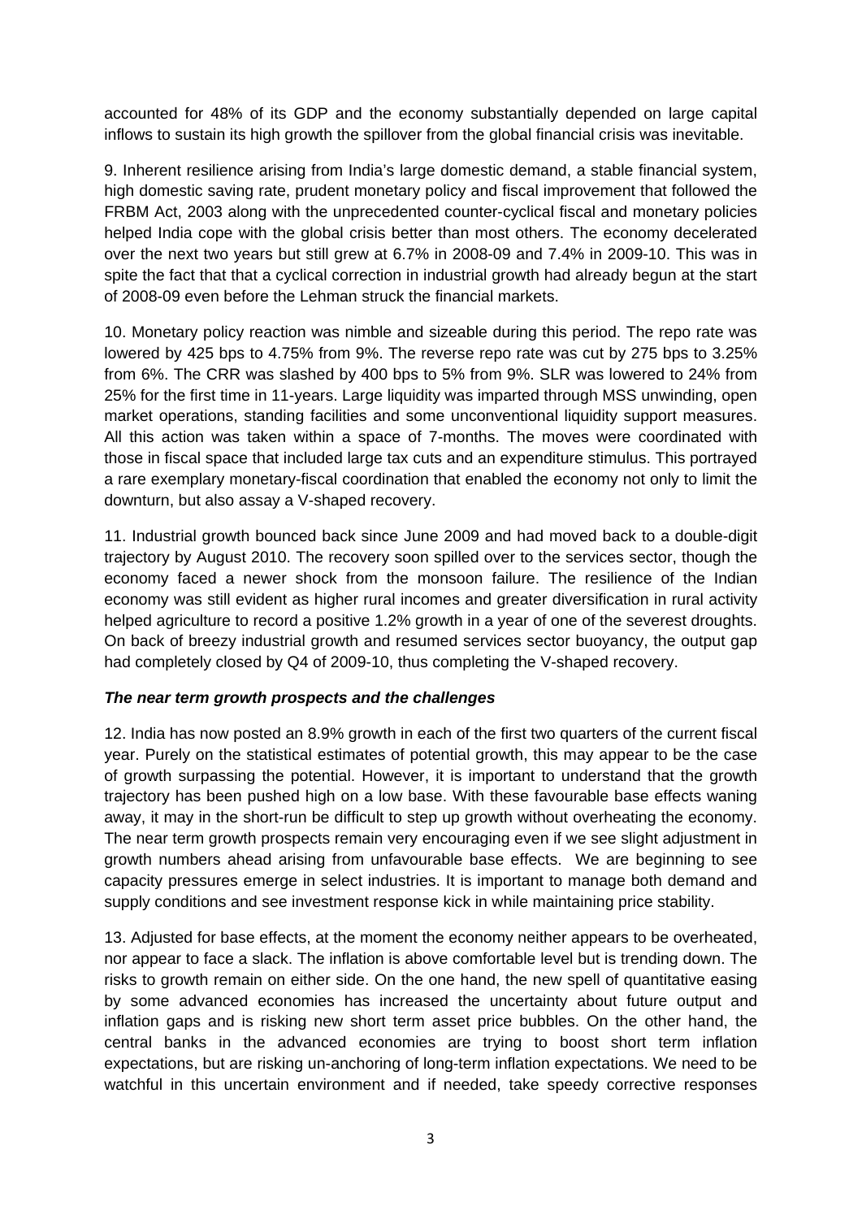accounted for 48% of its GDP and the economy substantially depended on large capital inflows to sustain its high growth the spillover from the global financial crisis was inevitable.

9. Inherent resilience arising from India's large domestic demand, a stable financial system, high domestic saving rate, prudent monetary policy and fiscal improvement that followed the FRBM Act, 2003 along with the unprecedented counter-cyclical fiscal and monetary policies helped India cope with the global crisis better than most others. The economy decelerated over the next two years but still grew at 6.7% in 2008-09 and 7.4% in 2009-10. This was in spite the fact that that a cyclical correction in industrial growth had already begun at the start of 2008-09 even before the Lehman struck the financial markets.

10. Monetary policy reaction was nimble and sizeable during this period. The repo rate was lowered by 425 bps to 4.75% from 9%. The reverse repo rate was cut by 275 bps to 3.25% from 6%. The CRR was slashed by 400 bps to 5% from 9%. SLR was lowered to 24% from 25% for the first time in 11-years. Large liquidity was imparted through MSS unwinding, open market operations, standing facilities and some unconventional liquidity support measures. All this action was taken within a space of 7-months. The moves were coordinated with those in fiscal space that included large tax cuts and an expenditure stimulus. This portrayed a rare exemplary monetary-fiscal coordination that enabled the economy not only to limit the downturn, but also assay a V-shaped recovery.

11. Industrial growth bounced back since June 2009 and had moved back to a double-digit trajectory by August 2010. The recovery soon spilled over to the services sector, though the economy faced a newer shock from the monsoon failure. The resilience of the Indian economy was still evident as higher rural incomes and greater diversification in rural activity helped agriculture to record a positive 1.2% growth in a year of one of the severest droughts. On back of breezy industrial growth and resumed services sector buoyancy, the output gap had completely closed by Q4 of 2009-10, thus completing the V-shaped recovery.

***The near term growth prospects and the challenges***

12. India has now posted an 8.9% growth in each of the first two quarters of the current fiscal year. Purely on the statistical estimates of potential growth, this may appear to be the case of growth surpassing the potential. However, it is important to understand that the growth trajectory has been pushed high on a low base. With these favourable base effects waning away, it may in the short-run be difficult to step up growth without overheating the economy. The near term growth prospects remain very encouraging even if we see slight adjustment in growth numbers ahead arising from unfavourable base effects. We are beginning to see capacity pressures emerge in select industries. It is important to manage both demand and supply conditions and see investment response kick in while maintaining price stability.

13. Adjusted for base effects, at the moment the economy neither appears to be overheated, nor appear to face a slack. The inflation is above comfortable level but is trending down. The risks to growth remain on either side. On the one hand, the new spell of quantitative easing by some advanced economies has increased the uncertainty about future output and inflation gaps and is risking new short term asset price bubbles. On the other hand, the central banks in the advanced economies are trying to boost short term inflation expectations, but are risking un-anchoring of long-term inflation expectations. We need to be watchful in this uncertain environment and if needed, take speedy corrective responses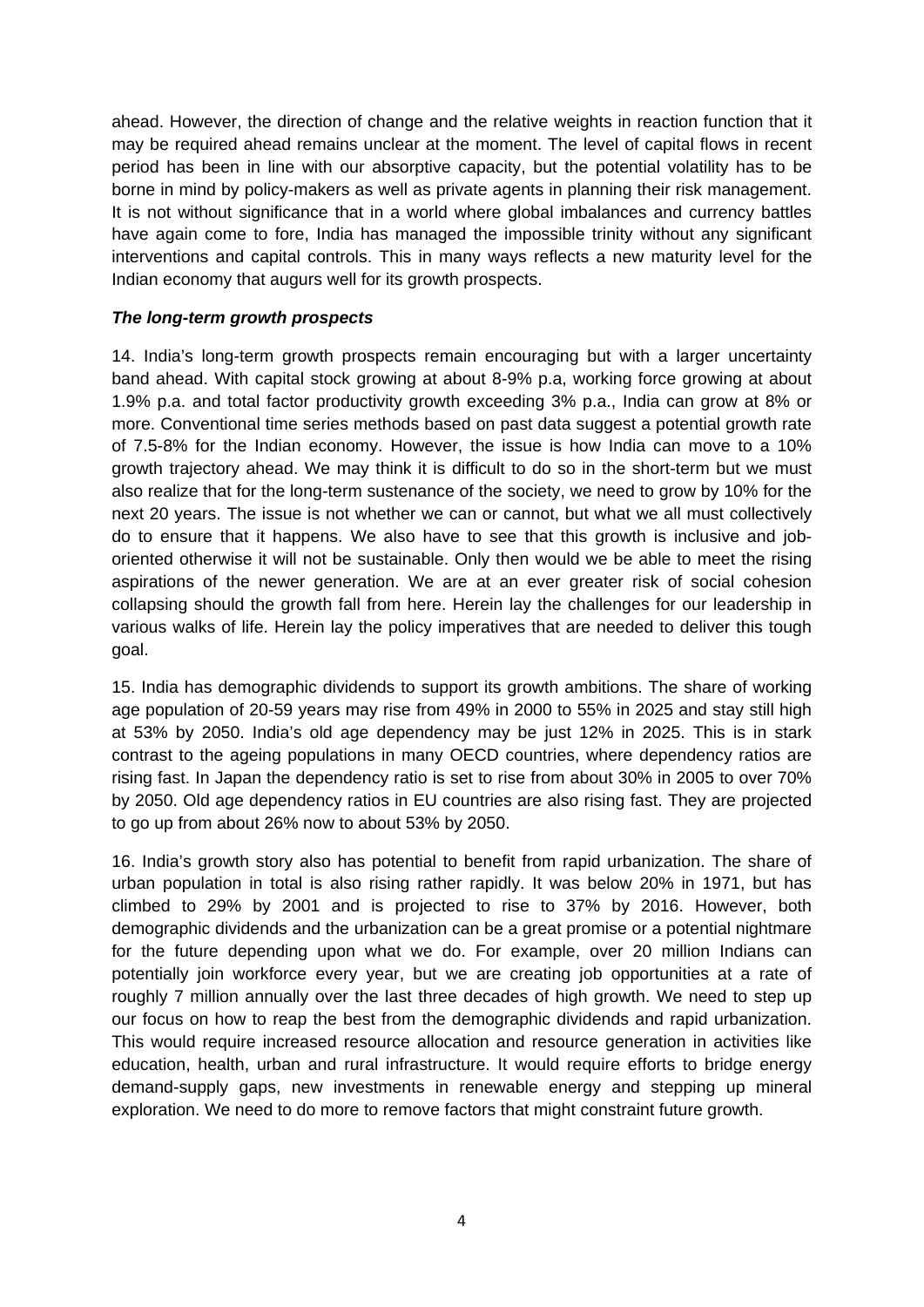ahead. However, the direction of change and the relative weights in reaction function that it may be required ahead remains unclear at the moment. The level of capital flows in recent period has been in line with our absorptive capacity, but the potential volatility has to be borne in mind by policy-makers as well as private agents in planning their risk management. It is not without significance that in a world where global imbalances and currency battles have again come to fore, India has managed the impossible trinity without any significant interventions and capital controls. This in many ways reflects a new maturity level for the Indian economy that augurs well for its growth prospects.

***The long-term growth prospects***

14. India's long-term growth prospects remain encouraging but with a larger uncertainty band ahead. With capital stock growing at about 8-9% p.a, working force growing at about 1.9% p.a. and total factor productivity growth exceeding 3% p.a., India can grow at 8% or more. Conventional time series methods based on past data suggest a potential growth rate of 7.5-8% for the Indian economy. However, the issue is how India can move to a 10% growth trajectory ahead. We may think it is difficult to do so in the short-term but we must also realize that for the long-term sustenance of the society, we need to grow by 10% for the next 20 years. The issue is not whether we can or cannot, but what we all must collectively do to ensure that it happens. We also have to see that this growth is inclusive and job-oriented otherwise it will not be sustainable. Only then would we be able to meet the rising aspirations of the newer generation. We are at an ever greater risk of social cohesion collapsing should the growth fall from here. Herein lay the challenges for our leadership in various walks of life. Herein lay the policy imperatives that are needed to deliver this tough goal.

15. India has demographic dividends to support its growth ambitions. The share of working age population of 20-59 years may rise from 49% in 2000 to 55% in 2025 and stay still high at 53% by 2050. India's old age dependency may be just 12% in 2025. This is in stark contrast to the ageing populations in many OECD countries, where dependency ratios are rising fast. In Japan the dependency ratio is set to rise from about 30% in 2005 to over 70% by 2050. Old age dependency ratios in EU countries are also rising fast. They are projected to go up from about 26% now to about 53% by 2050.

16. India's growth story also has potential to benefit from rapid urbanization. The share of urban population in total is also rising rather rapidly. It was below 20% in 1971, but has climbed to 29% by 2001 and is projected to rise to 37% by 2016. However, both demographic dividends and the urbanization can be a great promise or a potential nightmare for the future depending upon what we do. For example, over 20 million Indians can potentially join workforce every year, but we are creating job opportunities at a rate of roughly 7 million annually over the last three decades of high growth. We need to step up our focus on how to reap the best from the demographic dividends and rapid urbanization. This would require increased resource allocation and resource generation in activities like education, health, urban and rural infrastructure. It would require efforts to bridge energy demand-supply gaps, new investments in renewable energy and stepping up mineral exploration. We need to do more to remove factors that might constraint future growth.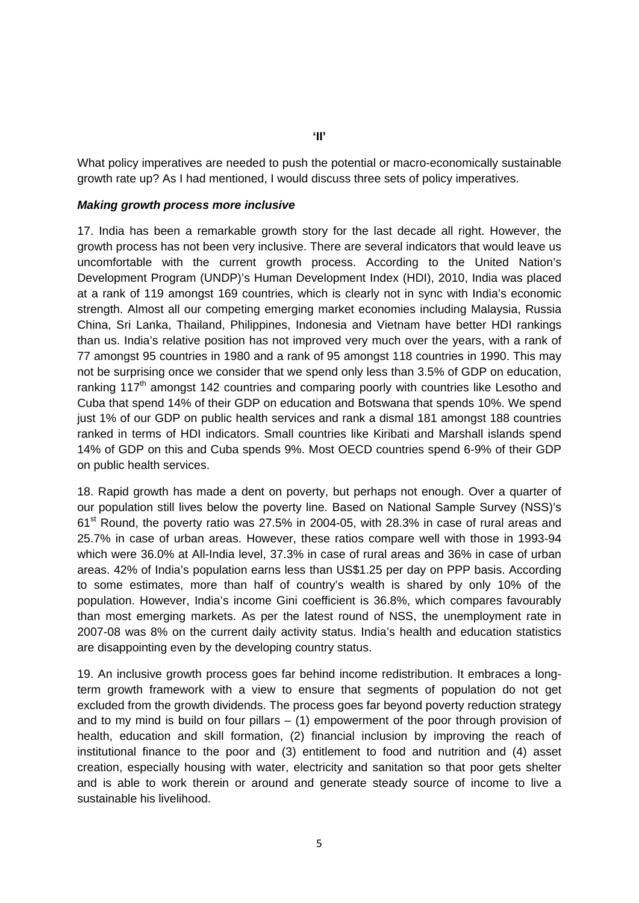**'II'**

What policy imperatives are needed to push the potential or macro-economically sustainable growth rate up? As I had mentioned, I would discuss three sets of policy imperatives.

***Making growth process more inclusive***

17. India has been a remarkable growth story for the last decade all right. However, the growth process has not been very inclusive. There are several indicators that would leave us uncomfortable with the current growth process. According to the United Nation's Development Program (UNDP)'s Human Development Index (HDI), 2010, India was placed at a rank of 119 amongst 169 countries, which is clearly not in sync with India's economic strength. Almost all our competing emerging market economies including Malaysia, Russia China, Sri Lanka, Thailand, Philippines, Indonesia and Vietnam have better HDI rankings than us. India's relative position has not improved very much over the years, with a rank of 77 amongst 95 countries in 1980 and a rank of 95 amongst 118 countries in 1990. This may not be surprising once we consider that we spend only less than 3.5% of GDP on education, ranking 117th amongst 142 countries and comparing poorly with countries like Lesotho and Cuba that spend 14% of their GDP on education and Botswana that spends 10%. We spend just 1% of our GDP on public health services and rank a dismal 181 amongst 188 countries ranked in terms of HDI indicators. Small countries like Kiribati and Marshall islands spend 14% of GDP on this and Cuba spends 9%. Most OECD countries spend 6-9% of their GDP on public health services.

18. Rapid growth has made a dent on poverty, but perhaps not enough. Over a quarter of our population still lives below the poverty line. Based on National Sample Survey (NSS)'s 61st Round, the poverty ratio was 27.5% in 2004-05, with 28.3% in case of rural areas and 25.7% in case of urban areas. However, these ratios compare well with those in 1993-94 which were 36.0% at All-India level, 37.3% in case of rural areas and 36% in case of urban areas. 42% of India's population earns less than US$1.25 per day on PPP basis. According to some estimates, more than half of country's wealth is shared by only 10% of the population. However, India's income Gini coefficient is 36.8%, which compares favourably than most emerging markets. As per the latest round of NSS, the unemployment rate in 2007-08 was 8% on the current daily activity status. India's health and education statistics are disappointing even by the developing country status.

19. An inclusive growth process goes far behind income redistribution. It embraces a long-term growth framework with a view to ensure that segments of population do not get excluded from the growth dividends. The process goes far beyond poverty reduction strategy and to my mind is build on four pillars – (1) empowerment of the poor through provision of health, education and skill formation, (2) financial inclusion by improving the reach of institutional finance to the poor and (3) entitlement to food and nutrition and (4) asset creation, especially housing with water, electricity and sanitation so that poor gets shelter and is able to work therein or around and generate steady source of income to live a sustainable his livelihood.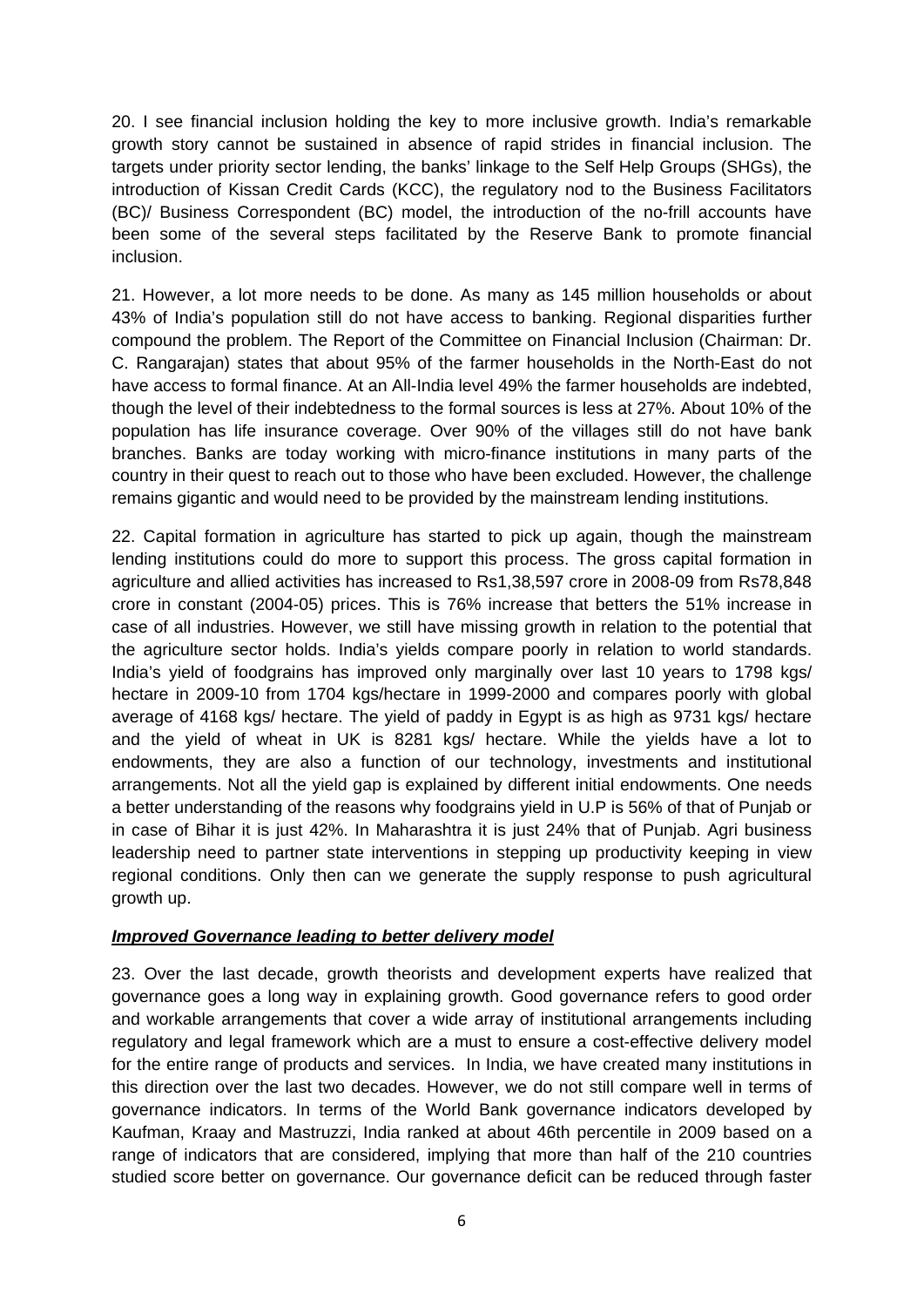20. I see financial inclusion holding the key to more inclusive growth. India's remarkable growth story cannot be sustained in absence of rapid strides in financial inclusion. The targets under priority sector lending, the banks' linkage to the Self Help Groups (SHGs), the introduction of Kissan Credit Cards (KCC), the regulatory nod to the Business Facilitators (BC)/ Business Correspondent (BC) model, the introduction of the no-frill accounts have been some of the several steps facilitated by the Reserve Bank to promote financial inclusion.

21. However, a lot more needs to be done. As many as 145 million households or about 43% of India's population still do not have access to banking. Regional disparities further compound the problem. The Report of the Committee on Financial Inclusion (Chairman: Dr. C. Rangarajan) states that about 95% of the farmer households in the North-East do not have access to formal finance. At an All-India level 49% the farmer households are indebted, though the level of their indebtedness to the formal sources is less at 27%. About 10% of the population has life insurance coverage. Over 90% of the villages still do not have bank branches. Banks are today working with micro-finance institutions in many parts of the country in their quest to reach out to those who have been excluded. However, the challenge remains gigantic and would need to be provided by the mainstream lending institutions.

22. Capital formation in agriculture has started to pick up again, though the mainstream lending institutions could do more to support this process. The gross capital formation in agriculture and allied activities has increased to Rs1,38,597 crore in 2008-09 from Rs78,848 crore in constant (2004-05) prices. This is 76% increase that betters the 51% increase in case of all industries. However, we still have missing growth in relation to the potential that the agriculture sector holds. India's yields compare poorly in relation to world standards. India's yield of foodgrains has improved only marginally over last 10 years to 1798 kgs/ hectare in 2009-10 from 1704 kgs/hectare in 1999-2000 and compares poorly with global average of 4168 kgs/ hectare. The yield of paddy in Egypt is as high as 9731 kgs/ hectare and the yield of wheat in UK is 8281 kgs/ hectare. While the yields have a lot to endowments, they are also a function of our technology, investments and institutional arrangements. Not all the yield gap is explained by different initial endowments. One needs a better understanding of the reasons why foodgrains yield in U.P is 56% of that of Punjab or in case of Bihar it is just 42%. In Maharashtra it is just 24% that of Punjab. Agri business leadership need to partner state interventions in stepping up productivity keeping in view regional conditions. Only then can we generate the supply response to push agricultural growth up.

***Improved Governance leading to better delivery model***

23. Over the last decade, growth theorists and development experts have realized that governance goes a long way in explaining growth. Good governance refers to good order and workable arrangements that cover a wide array of institutional arrangements including regulatory and legal framework which are a must to ensure a cost-effective delivery model for the entire range of products and services. In India, we have created many institutions in this direction over the last two decades. However, we do not still compare well in terms of governance indicators. In terms of the World Bank governance indicators developed by Kaufman, Kraay and Mastruzzi, India ranked at about 46th percentile in 2009 based on a range of indicators that are considered, implying that more than half of the 210 countries studied score better on governance. Our governance deficit can be reduced through faster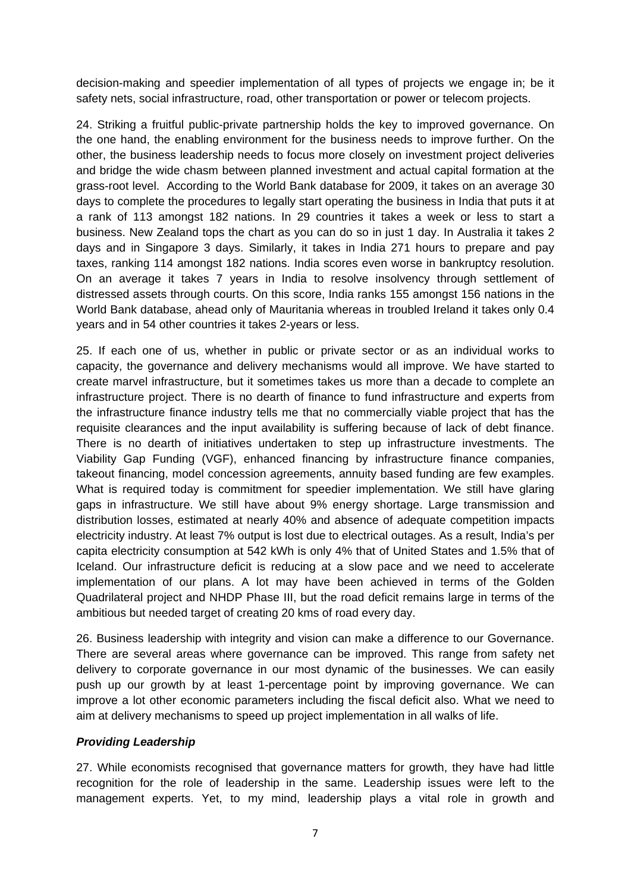decision-making and speedier implementation of all types of projects we engage in; be it safety nets, social infrastructure, road, other transportation or power or telecom projects.

24. Striking a fruitful public-private partnership holds the key to improved governance. On the one hand, the enabling environment for the business needs to improve further. On the other, the business leadership needs to focus more closely on investment project deliveries and bridge the wide chasm between planned investment and actual capital formation at the grass-root level. According to the World Bank database for 2009, it takes on an average 30 days to complete the procedures to legally start operating the business in India that puts it at a rank of 113 amongst 182 nations. In 29 countries it takes a week or less to start a business. New Zealand tops the chart as you can do so in just 1 day. In Australia it takes 2 days and in Singapore 3 days. Similarly, it takes in India 271 hours to prepare and pay taxes, ranking 114 amongst 182 nations. India scores even worse in bankruptcy resolution. On an average it takes 7 years in India to resolve insolvency through settlement of distressed assets through courts. On this score, India ranks 155 amongst 156 nations in the World Bank database, ahead only of Mauritania whereas in troubled Ireland it takes only 0.4 years and in 54 other countries it takes 2-years or less.

25. If each one of us, whether in public or private sector or as an individual works to capacity, the governance and delivery mechanisms would all improve. We have started to create marvel infrastructure, but it sometimes takes us more than a decade to complete an infrastructure project. There is no dearth of finance to fund infrastructure and experts from the infrastructure finance industry tells me that no commercially viable project that has the requisite clearances and the input availability is suffering because of lack of debt finance. There is no dearth of initiatives undertaken to step up infrastructure investments. The Viability Gap Funding (VGF), enhanced financing by infrastructure finance companies, takeout financing, model concession agreements, annuity based funding are few examples. What is required today is commitment for speedier implementation. We still have glaring gaps in infrastructure. We still have about 9% energy shortage. Large transmission and distribution losses, estimated at nearly 40% and absence of adequate competition impacts electricity industry. At least 7% output is lost due to electrical outages. As a result, India's per capita electricity consumption at 542 kWh is only 4% that of United States and 1.5% that of Iceland. Our infrastructure deficit is reducing at a slow pace and we need to accelerate implementation of our plans. A lot may have been achieved in terms of the Golden Quadrilateral project and NHDP Phase III, but the road deficit remains large in terms of the ambitious but needed target of creating 20 kms of road every day.

26. Business leadership with integrity and vision can make a difference to our Governance. There are several areas where governance can be improved. This range from safety net delivery to corporate governance in our most dynamic of the businesses. We can easily push up our growth by at least 1-percentage point by improving governance. We can improve a lot other economic parameters including the fiscal deficit also. What we need to aim at delivery mechanisms to speed up project implementation in all walks of life.

***Providing Leadership***

27. While economists recognised that governance matters for growth, they have had little recognition for the role of leadership in the same. Leadership issues were left to the management experts. Yet, to my mind, leadership plays a vital role in growth and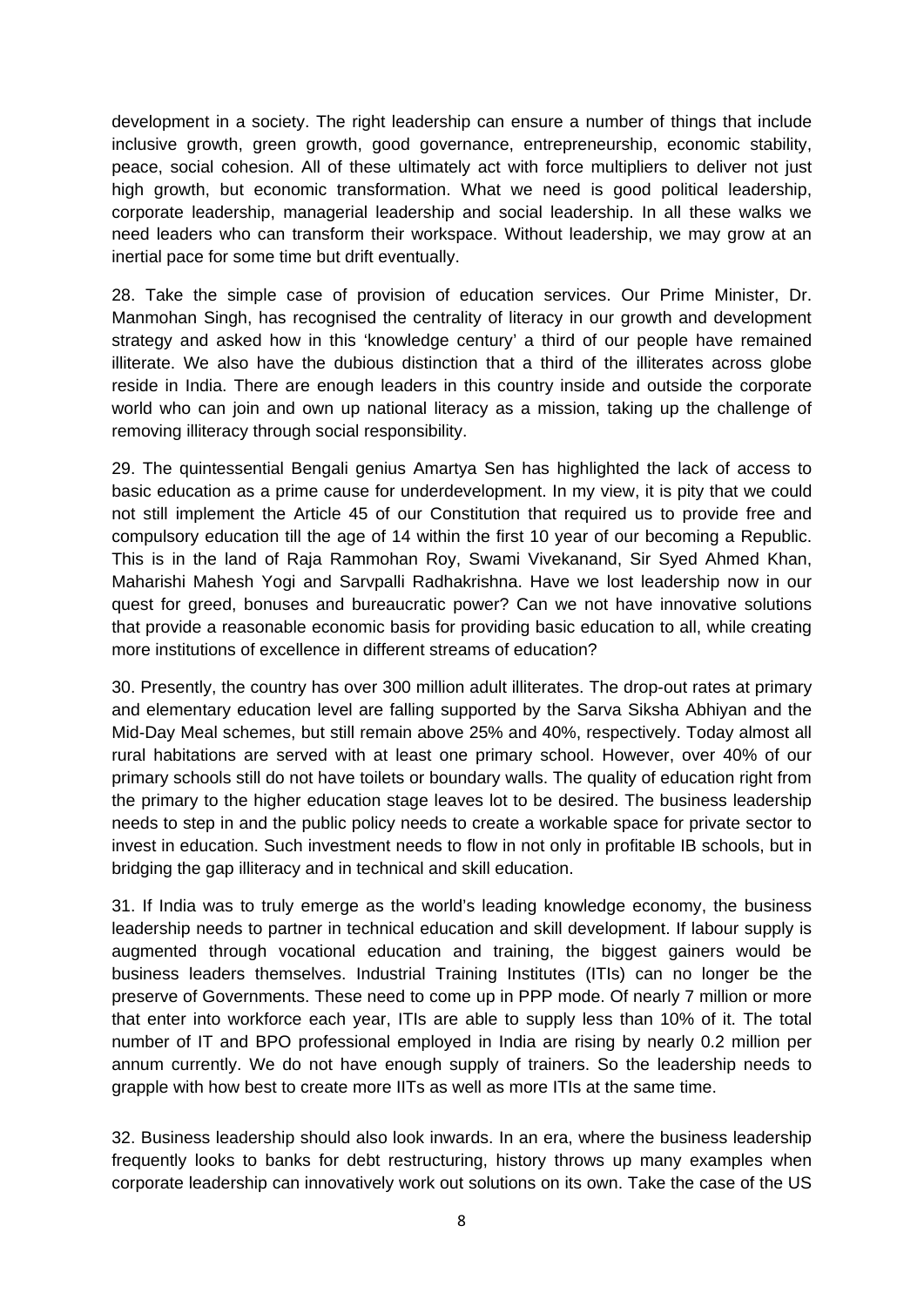development in a society. The right leadership can ensure a number of things that include inclusive growth, green growth, good governance, entrepreneurship, economic stability, peace, social cohesion. All of these ultimately act with force multipliers to deliver not just high growth, but economic transformation. What we need is good political leadership, corporate leadership, managerial leadership and social leadership. In all these walks we need leaders who can transform their workspace. Without leadership, we may grow at an inertial pace for some time but drift eventually.

28. Take the simple case of provision of education services. Our Prime Minister, Dr. Manmohan Singh, has recognised the centrality of literacy in our growth and development strategy and asked how in this 'knowledge century' a third of our people have remained illiterate. We also have the dubious distinction that a third of the illiterates across globe reside in India. There are enough leaders in this country inside and outside the corporate world who can join and own up national literacy as a mission, taking up the challenge of removing illiteracy through social responsibility.

29. The quintessential Bengali genius Amartya Sen has highlighted the lack of access to basic education as a prime cause for underdevelopment. In my view, it is pity that we could not still implement the Article 45 of our Constitution that required us to provide free and compulsory education till the age of 14 within the first 10 year of our becoming a Republic. This is in the land of Raja Rammohan Roy, Swami Vivekanand, Sir Syed Ahmed Khan, Maharishi Mahesh Yogi and Sarvpalli Radhakrishna. Have we lost leadership now in our quest for greed, bonuses and bureaucratic power? Can we not have innovative solutions that provide a reasonable economic basis for providing basic education to all, while creating more institutions of excellence in different streams of education?

30. Presently, the country has over 300 million adult illiterates. The drop-out rates at primary and elementary education level are falling supported by the Sarva Siksha Abhiyan and the Mid-Day Meal schemes, but still remain above 25% and 40%, respectively. Today almost all rural habitations are served with at least one primary school. However, over 40% of our primary schools still do not have toilets or boundary walls. The quality of education right from the primary to the higher education stage leaves lot to be desired. The business leadership needs to step in and the public policy needs to create a workable space for private sector to invest in education. Such investment needs to flow in not only in profitable IB schools, but in bridging the gap illiteracy and in technical and skill education.

31. If India was to truly emerge as the world's leading knowledge economy, the business leadership needs to partner in technical education and skill development. If labour supply is augmented through vocational education and training, the biggest gainers would be business leaders themselves. Industrial Training Institutes (ITIs) can no longer be the preserve of Governments. These need to come up in PPP mode. Of nearly 7 million or more that enter into workforce each year, ITIs are able to supply less than 10% of it. The total number of IT and BPO professional employed in India are rising by nearly 0.2 million per annum currently. We do not have enough supply of trainers. So the leadership needs to grapple with how best to create more IITs as well as more ITIs at the same time.

32. Business leadership should also look inwards. In an era, where the business leadership frequently looks to banks for debt restructuring, history throws up many examples when corporate leadership can innovatively work out solutions on its own. Take the case of the US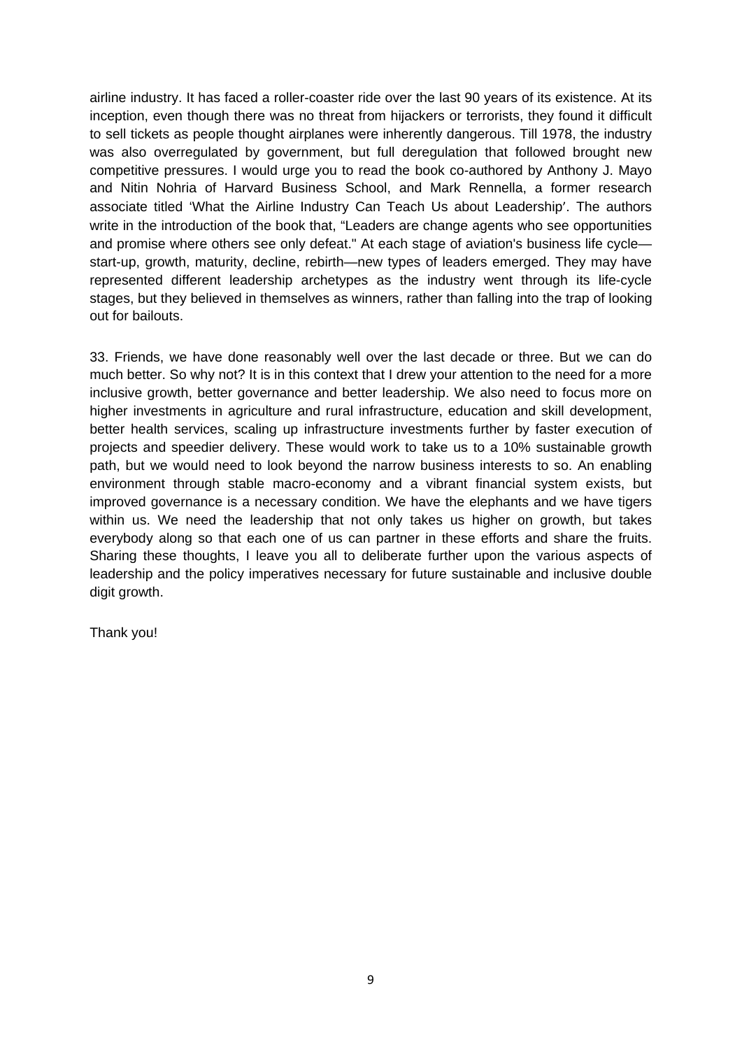airline industry. It has faced a roller-coaster ride over the last 90 years of its existence. At its inception, even though there was no threat from hijackers or terrorists, they found it difficult to sell tickets as people thought airplanes were inherently dangerous. Till 1978, the industry was also overregulated by government, but full deregulation that followed brought new competitive pressures. I would urge you to read the book co-authored by Anthony J. Mayo and Nitin Nohria of Harvard Business School, and Mark Rennella, a former research associate titled 'What the Airline Industry Can Teach Us about Leadership'. The authors write in the introduction of the book that, "Leaders are change agents who see opportunities and promise where others see only defeat." At each stage of aviation's business life cycle—start-up, growth, maturity, decline, rebirth—new types of leaders emerged. They may have represented different leadership archetypes as the industry went through its life-cycle stages, but they believed in themselves as winners, rather than falling into the trap of looking out for bailouts.

33. Friends, we have done reasonably well over the last decade or three. But we can do much better. So why not? It is in this context that I drew your attention to the need for a more inclusive growth, better governance and better leadership. We also need to focus more on higher investments in agriculture and rural infrastructure, education and skill development, better health services, scaling up infrastructure investments further by faster execution of projects and speedier delivery. These would work to take us to a 10% sustainable growth path, but we would need to look beyond the narrow business interests to so. An enabling environment through stable macro-economy and a vibrant financial system exists, but improved governance is a necessary condition. We have the elephants and we have tigers within us. We need the leadership that not only takes us higher on growth, but takes everybody along so that each one of us can partner in these efforts and share the fruits. Sharing these thoughts, I leave you all to deliberate further upon the various aspects of leadership and the policy imperatives necessary for future sustainable and inclusive double digit growth.

Thank you!